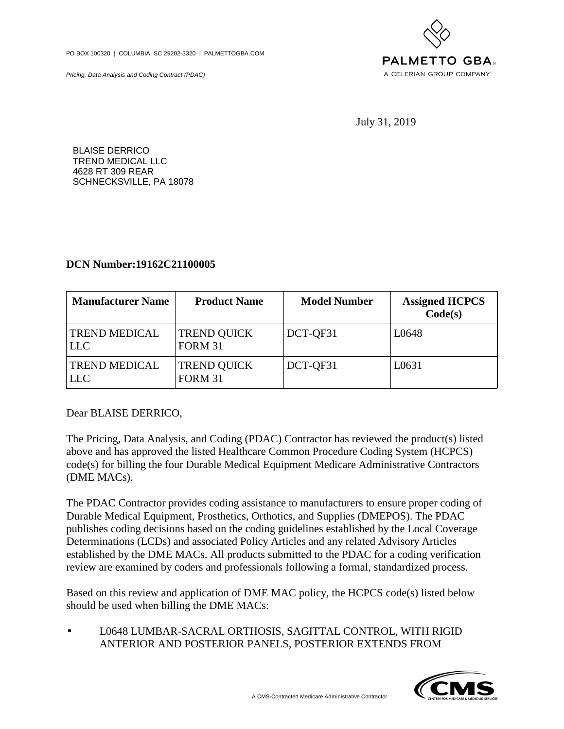PO BOX 100320 | COLUMBIA, SC 29202-3320 | PALMETTOGBA.COM

*Pricing, Data Analysis and Coding Contract (PDAC)*

PALMETTO GBA
A CELERIAN GROUP COMPANY

July 31, 2019

BLAISE DERRICO
TREND MEDICAL LLC
4628 RT 309 REAR
SCHNECKSVILLE, PA 18078

**DCN Number:19162C21100005**

| Manufacturer Name | Product Name | Model Number | Assigned HCPCS Code(s) |
|---|---|---|---|
| TREND MEDICAL LLC | TREND QUICK FORM 31 | DCT-QF31 | L0648 |
| TREND MEDICAL LLC | TREND QUICK FORM 31 | DCT-QF31 | L0631 |

Dear BLAISE DERRICO,

The Pricing, Data Analysis, and Coding (PDAC) Contractor has reviewed the product(s) listed above and has approved the listed Healthcare Common Procedure Coding System (HCPCS) code(s) for billing the four Durable Medical Equipment Medicare Administrative Contractors (DME MACs).

The PDAC Contractor provides coding assistance to manufacturers to ensure proper coding of Durable Medical Equipment, Prosthetics, Orthotics, and Supplies (DMEPOS). The PDAC publishes coding decisions based on the coding guidelines established by the Local Coverage Determinations (LCDs) and associated Policy Articles and any related Advisory Articles established by the DME MACs. All products submitted to the PDAC for a coding verification review are examined by coders and professionals following a formal, standardized process.

Based on this review and application of DME MAC policy, the HCPCS code(s) listed below should be used when billing the DME MACs:

- L0648 LUMBAR-SACRAL ORTHOSIS, SAGITTAL CONTROL, WITH RIGID ANTERIOR AND POSTERIOR PANELS, POSTERIOR EXTENDS FROM

A CMS-Contracted Medicare Administrative Contractor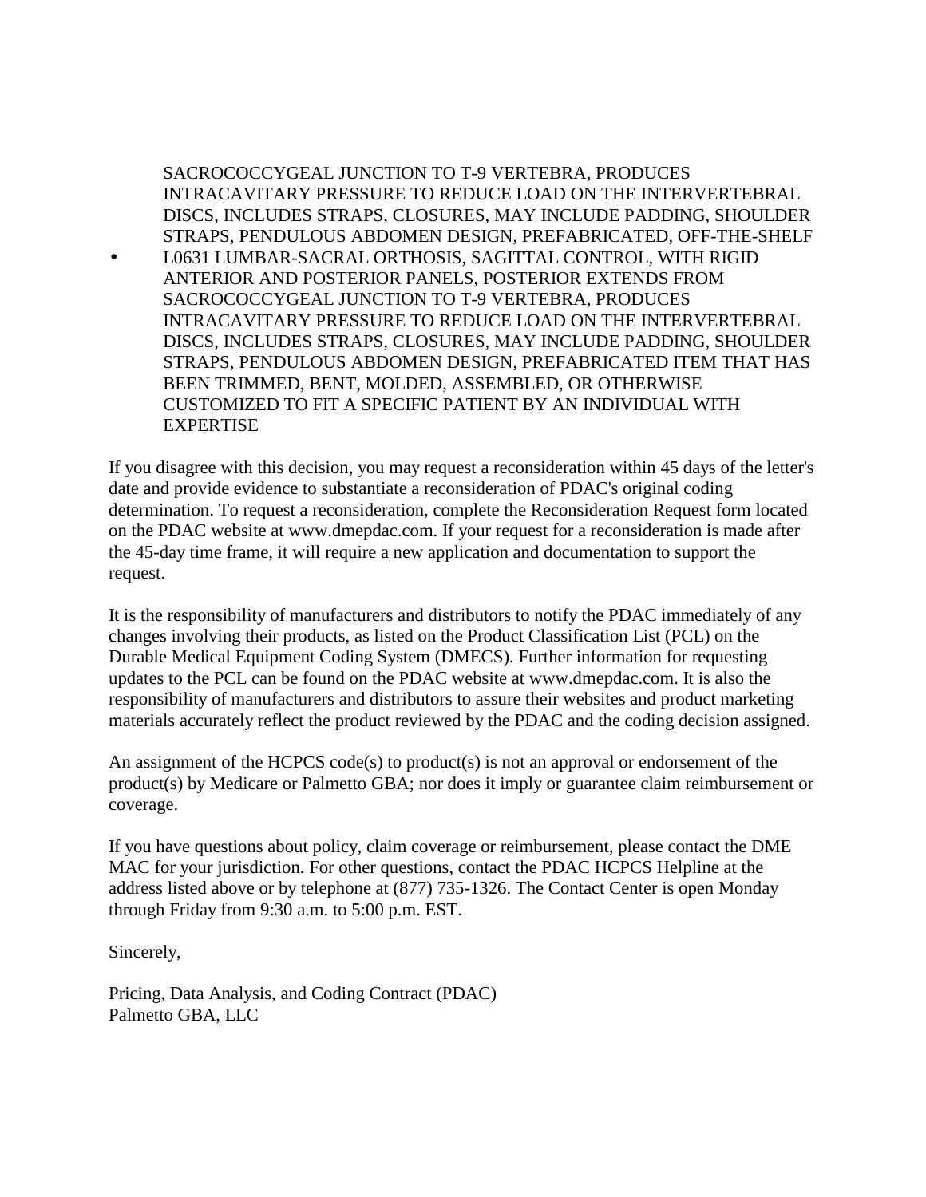SACROCOCCYGEAL JUNCTION TO T-9 VERTEBRA, PRODUCES INTRACAVITARY PRESSURE TO REDUCE LOAD ON THE INTERVERTEBRAL DISCS, INCLUDES STRAPS, CLOSURES, MAY INCLUDE PADDING, SHOULDER STRAPS, PENDULOUS ABDOMEN DESIGN, PREFABRICATED, OFF-THE-SHELF

- L0631 LUMBAR-SACRAL ORTHOSIS, SAGITTAL CONTROL, WITH RIGID ANTERIOR AND POSTERIOR PANELS, POSTERIOR EXTENDS FROM SACROCOCCYGEAL JUNCTION TO T-9 VERTEBRA, PRODUCES INTRACAVITARY PRESSURE TO REDUCE LOAD ON THE INTERVERTEBRAL DISCS, INCLUDES STRAPS, CLOSURES, MAY INCLUDE PADDING, SHOULDER STRAPS, PENDULOUS ABDOMEN DESIGN, PREFABRICATED ITEM THAT HAS BEEN TRIMMED, BENT, MOLDED, ASSEMBLED, OR OTHERWISE CUSTOMIZED TO FIT A SPECIFIC PATIENT BY AN INDIVIDUAL WITH EXPERTISE

If you disagree with this decision, you may request a reconsideration within 45 days of the letter's date and provide evidence to substantiate a reconsideration of PDAC's original coding determination. To request a reconsideration, complete the Reconsideration Request form located on the PDAC website at www.dmepdac.com. If your request for a reconsideration is made after the 45-day time frame, it will require a new application and documentation to support the request.

It is the responsibility of manufacturers and distributors to notify the PDAC immediately of any changes involving their products, as listed on the Product Classification List (PCL) on the Durable Medical Equipment Coding System (DMECS). Further information for requesting updates to the PCL can be found on the PDAC website at www.dmepdac.com. It is also the responsibility of manufacturers and distributors to assure their websites and product marketing materials accurately reflect the product reviewed by the PDAC and the coding decision assigned.

An assignment of the HCPCS code(s) to product(s) is not an approval or endorsement of the product(s) by Medicare or Palmetto GBA; nor does it imply or guarantee claim reimbursement or coverage.

If you have questions about policy, claim coverage or reimbursement, please contact the DME MAC for your jurisdiction. For other questions, contact the PDAC HCPCS Helpline at the address listed above or by telephone at (877) 735-1326. The Contact Center is open Monday through Friday from 9:30 a.m. to 5:00 p.m. EST.

Sincerely,

Pricing, Data Analysis, and Coding Contract (PDAC)
Palmetto GBA, LLC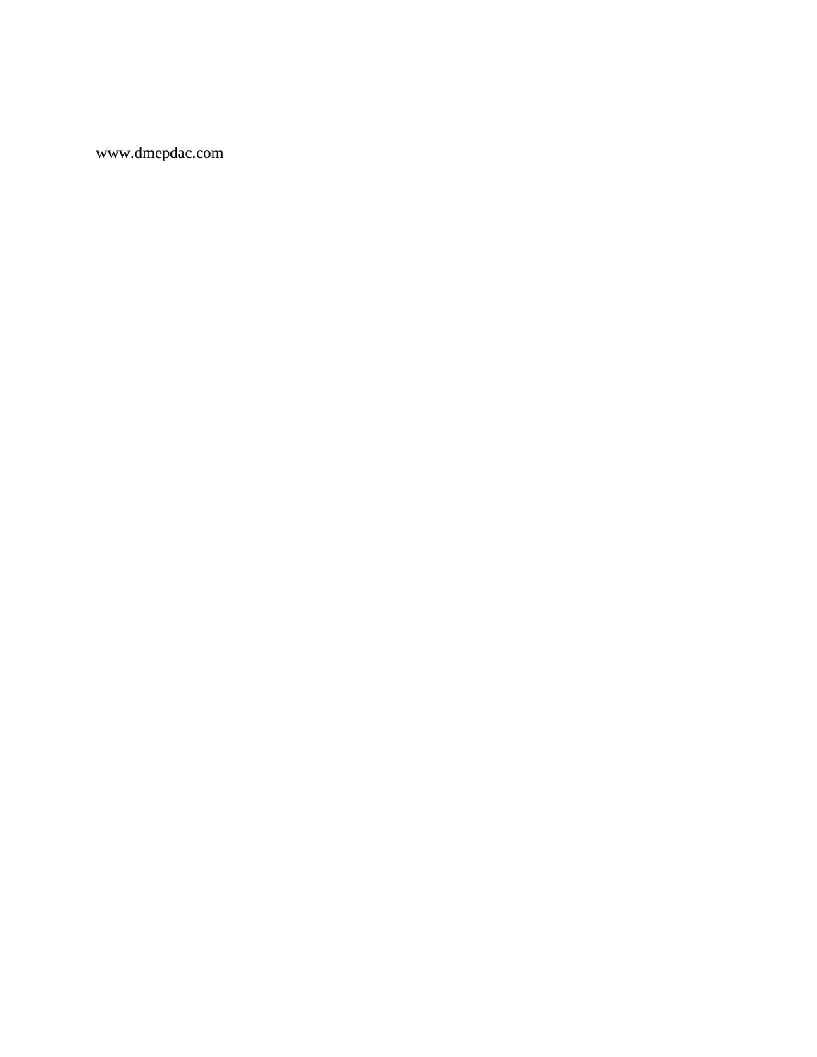www.dmepdac.com